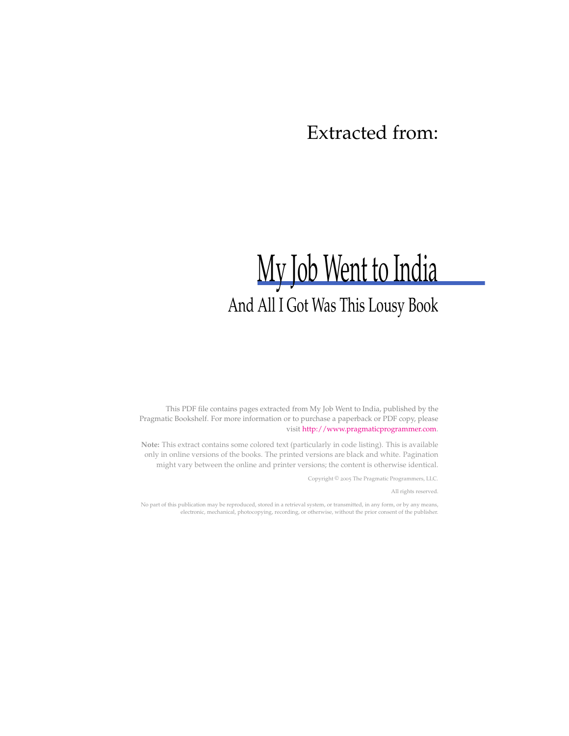Extracted from:

# My Job Went to India

## And All I Got Was This Lousy Book

This PDF file contains pages extracted from My Job Went to India, published by the Pragmatic Bookshelf. For more information or to purchase a paperback or PDF copy, please visit http://www.pragmaticprogrammer.com.

**Note:** This extract contains some colored text (particularly in code listing). This is available only in online versions of the books. The printed versions are black and white. Pagination might vary between the online and printer versions; the content is otherwise identical.

Copyright © 2005 The Pragmatic Programmers, LLC.

All rights reserved.

No part of this publication may be reproduced, stored in a retrieval system, or transmitted, in any form, or by any means, electronic, mechanical, photocopying, recording, or otherwise, without the prior consent of the publisher.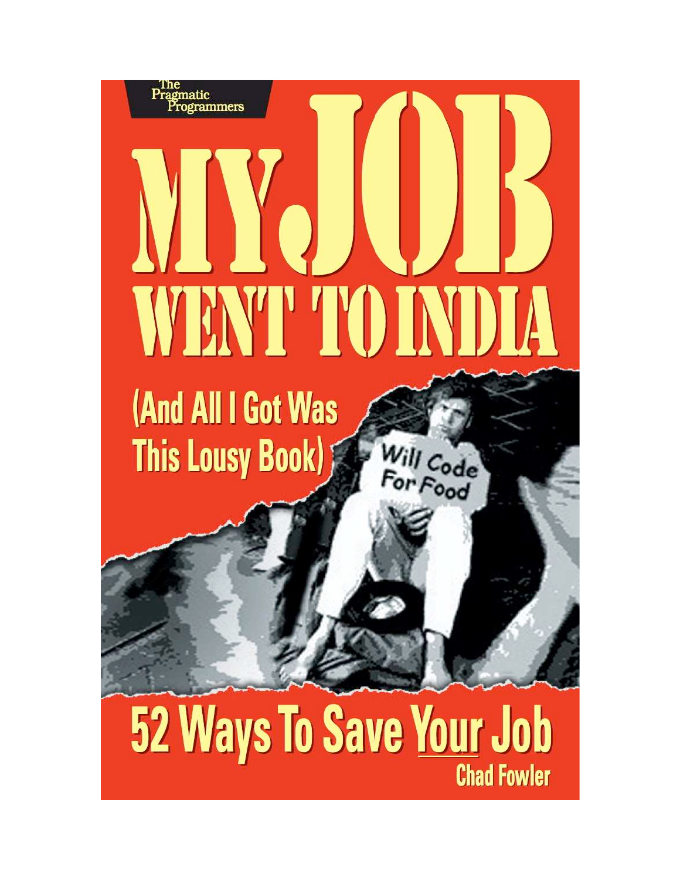The Pragmatic Programmers

# MY JOB WENT TO INDIA

## (And All I Got Was This Lousy Book)

Will Code For Food

## 52 Ways To Save Your Job

Chad Fowler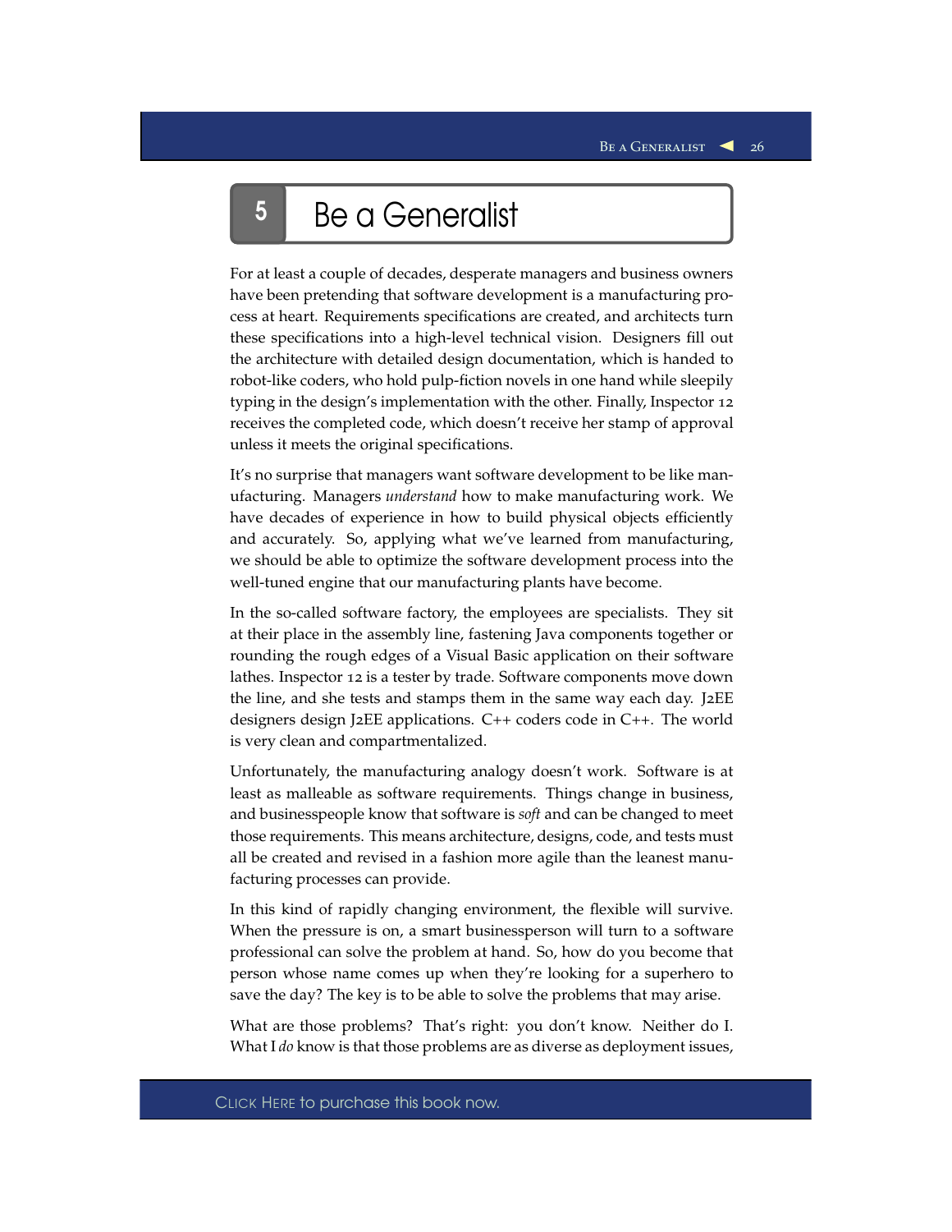# 5 Be a Generalist

For at least a couple of decades, desperate managers and business owners have been pretending that software development is a manufacturing process at heart. Requirements specifications are created, and architects turn these specifications into a high-level technical vision. Designers fill out the architecture with detailed design documentation, which is handed to robot-like coders, who hold pulp-fiction novels in one hand while sleepily typing in the design's implementation with the other. Finally, Inspector 12 receives the completed code, which doesn't receive her stamp of approval unless it meets the original specifications.

It's no surprise that managers want software development to be like manufacturing. Managers *understand* how to make manufacturing work. We have decades of experience in how to build physical objects efficiently and accurately. So, applying what we've learned from manufacturing, we should be able to optimize the software development process into the well-tuned engine that our manufacturing plants have become.

In the so-called software factory, the employees are specialists. They sit at their place in the assembly line, fastening Java components together or rounding the rough edges of a Visual Basic application on their software lathes. Inspector 12 is a tester by trade. Software components move down the line, and she tests and stamps them in the same way each day. J2EE designers design J2EE applications. C++ coders code in C++. The world is very clean and compartmentalized.

Unfortunately, the manufacturing analogy doesn't work. Software is at least as malleable as software requirements. Things change in business, and businesspeople know that software is *soft* and can be changed to meet those requirements. This means architecture, designs, code, and tests must all be created and revised in a fashion more agile than the leanest manufacturing processes can provide.

In this kind of rapidly changing environment, the flexible will survive. When the pressure is on, a smart businessperson will turn to a software professional can solve the problem at hand. So, how do you become that person whose name comes up when they're looking for a superhero to save the day? The key is to be able to solve the problems that may arise.

What are those problems? That's right: you don't know. Neither do I. What I *do* know is that those problems are as diverse as deployment issues,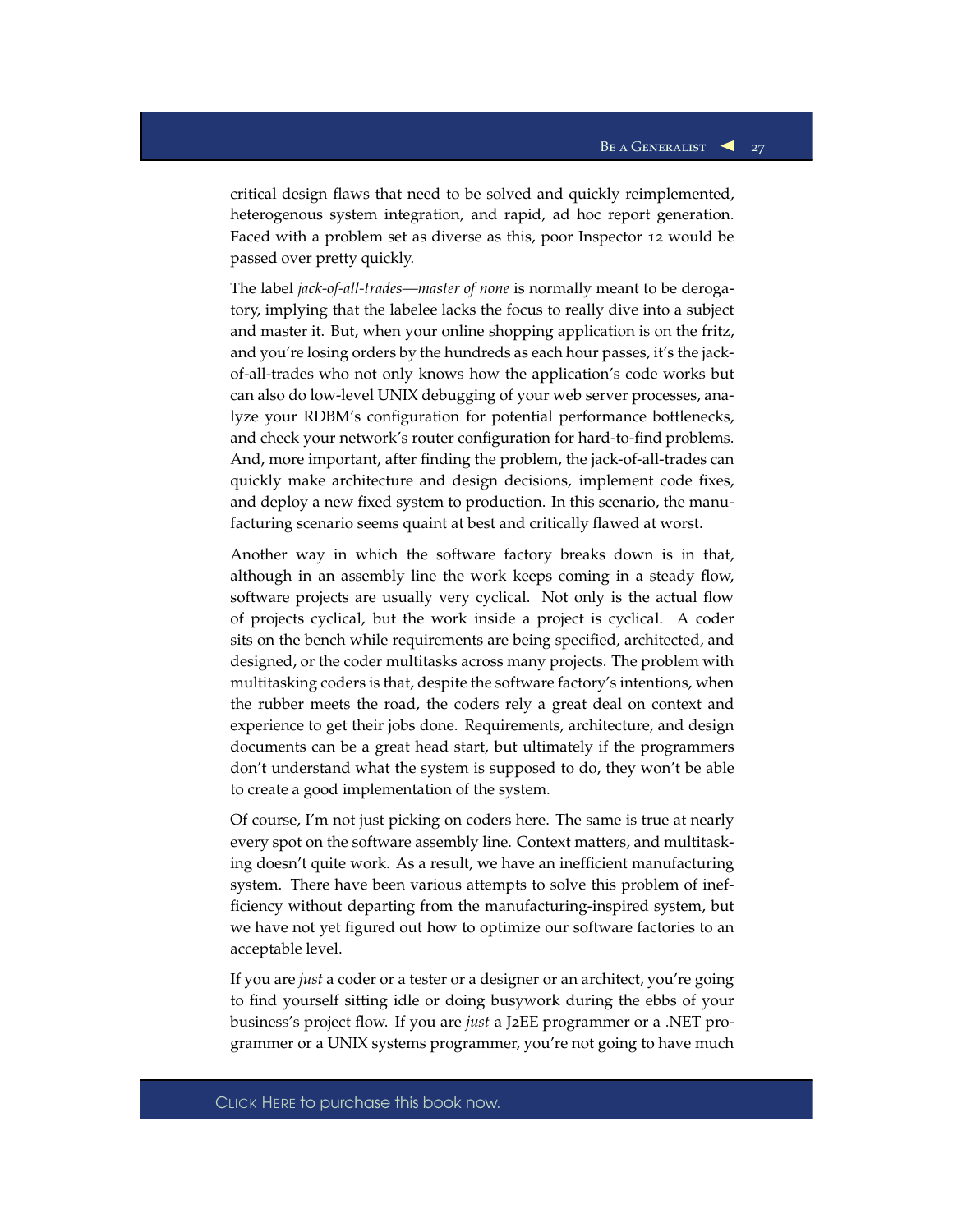critical design flaws that need to be solved and quickly reimplemented, heterogenous system integration, and rapid, ad hoc report generation. Faced with a problem set as diverse as this, poor Inspector 12 would be passed over pretty quickly.

The label *jack-of-all-trades—master of none* is normally meant to be derogatory, implying that the labelee lacks the focus to really dive into a subject and master it. But, when your online shopping application is on the fritz, and you're losing orders by the hundreds as each hour passes, it's the jack-of-all-trades who not only knows how the application's code works but can also do low-level UNIX debugging of your web server processes, analyze your RDBM's configuration for potential performance bottlenecks, and check your network's router configuration for hard-to-find problems. And, more important, after finding the problem, the jack-of-all-trades can quickly make architecture and design decisions, implement code fixes, and deploy a new fixed system to production. In this scenario, the manufacturing scenario seems quaint at best and critically flawed at worst.

Another way in which the software factory breaks down is in that, although in an assembly line the work keeps coming in a steady flow, software projects are usually very cyclical. Not only is the actual flow of projects cyclical, but the work inside a project is cyclical. A coder sits on the bench while requirements are being specified, architected, and designed, or the coder multitasks across many projects. The problem with multitasking coders is that, despite the software factory's intentions, when the rubber meets the road, the coders rely a great deal on context and experience to get their jobs done. Requirements, architecture, and design documents can be a great head start, but ultimately if the programmers don't understand what the system is supposed to do, they won't be able to create a good implementation of the system.

Of course, I'm not just picking on coders here. The same is true at nearly every spot on the software assembly line. Context matters, and multitasking doesn't quite work. As a result, we have an inefficient manufacturing system. There have been various attempts to solve this problem of inefficiency without departing from the manufacturing-inspired system, but we have not yet figured out how to optimize our software factories to an acceptable level.

If you are *just* a coder or a tester or a designer or an architect, you're going to find yourself sitting idle or doing busywork during the ebbs of your business's project flow. If you are *just* a J2EE programmer or a .NET programmer or a UNIX systems programmer, you're not going to have much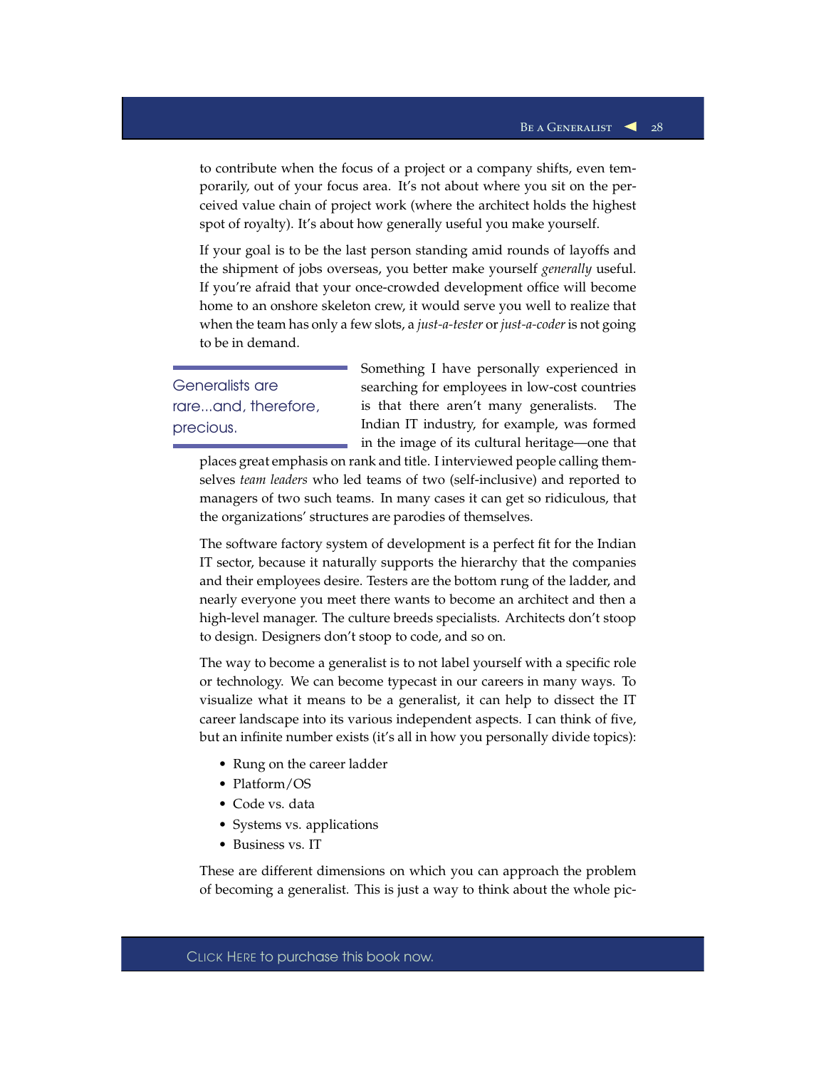to contribute when the focus of a project or a company shifts, even temporarily, out of your focus area. It's not about where you sit on the perceived value chain of project work (where the architect holds the highest spot of royalty). It's about how generally useful you make yourself.

If your goal is to be the last person standing amid rounds of layoffs and the shipment of jobs overseas, you better make yourself *generally* useful. If you're afraid that your once-crowded development office will become home to an onshore skeleton crew, it would serve you well to realize that when the team has only a few slots, a *just-a-tester* or *just-a-coder* is not going to be in demand.

> Generalists are rare...and, therefore, precious.

Something I have personally experienced in searching for employees in low-cost countries is that there aren't many generalists. The Indian IT industry, for example, was formed in the image of its cultural heritage—one that places great emphasis on rank and title. I interviewed people calling themselves *team leaders* who led teams of two (self-inclusive) and reported to managers of two such teams. In many cases it can get so ridiculous, that the organizations' structures are parodies of themselves.

The software factory system of development is a perfect fit for the Indian IT sector, because it naturally supports the hierarchy that the companies and their employees desire. Testers are the bottom rung of the ladder, and nearly everyone you meet there wants to become an architect and then a high-level manager. The culture breeds specialists. Architects don't stoop to design. Designers don't stoop to code, and so on.

The way to become a generalist is to not label yourself with a specific role or technology. We can become typecast in our careers in many ways. To visualize what it means to be a generalist, it can help to dissect the IT career landscape into its various independent aspects. I can think of five, but an infinite number exists (it's all in how you personally divide topics):

- Rung on the career ladder
- Platform/OS
- Code vs. data
- Systems vs. applications
- Business vs. IT

These are different dimensions on which you can approach the problem of becoming a generalist. This is just a way to think about the whole pic-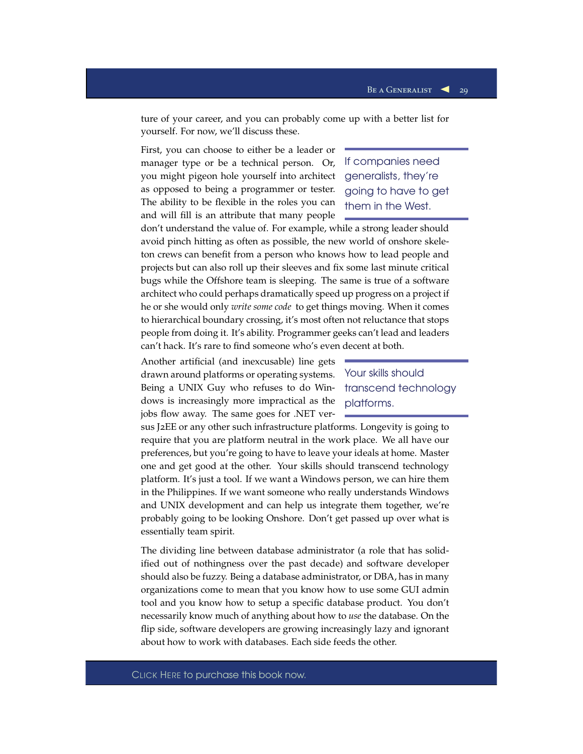ture of your career, and you can probably come up with a better list for yourself. For now, we'll discuss these.

First, you can choose to either be a leader or manager type or be a technical person. Or, you might pigeon hole yourself into architect as opposed to being a programmer or tester. The ability to be flexible in the roles you can and will fill is an attribute that many people don't understand the value of. For example, while a strong leader should avoid pinch hitting as often as possible, the new world of onshore skeleton crews can benefit from a person who knows how to lead people and projects but can also roll up their sleeves and fix some last minute critical bugs while the Offshore team is sleeping. The same is true of a software architect who could perhaps dramatically speed up progress on a project if he or she would only *write some code* to get things moving. When it comes to hierarchical boundary crossing, it's most often not reluctance that stops people from doing it. It's ability. Programmer geeks can't lead and leaders can't hack. It's rare to find someone who's even decent at both.

> If companies need generalists, they're going to have to get them in the West.

Another artificial (and inexcusable) line gets drawn around platforms or operating systems. Being a UNIX Guy who refuses to do Windows is increasingly more impractical as the jobs flow away. The same goes for .NET versus J2EE or any other such infrastructure platforms. Longevity is going to require that you are platform neutral in the work place. We all have our preferences, but you're going to have to leave your ideals at home. Master one and get good at the other. Your skills should transcend technology platform. It's just a tool. If we want a Windows person, we can hire them in the Philippines. If we want someone who really understands Windows and UNIX development and can help us integrate them together, we're probably going to be looking Onshore. Don't get passed up over what is essentially team spirit.

> Your skills should transcend technology platforms.

The dividing line between database administrator (a role that has solidified out of nothingness over the past decade) and software developer should also be fuzzy. Being a database administrator, or DBA, has in many organizations come to mean that you know how to use some GUI admin tool and you know how to setup a specific database product. You don't necessarily know much of anything about how to *use* the database. On the flip side, software developers are growing increasingly lazy and ignorant about how to work with databases. Each side feeds the other.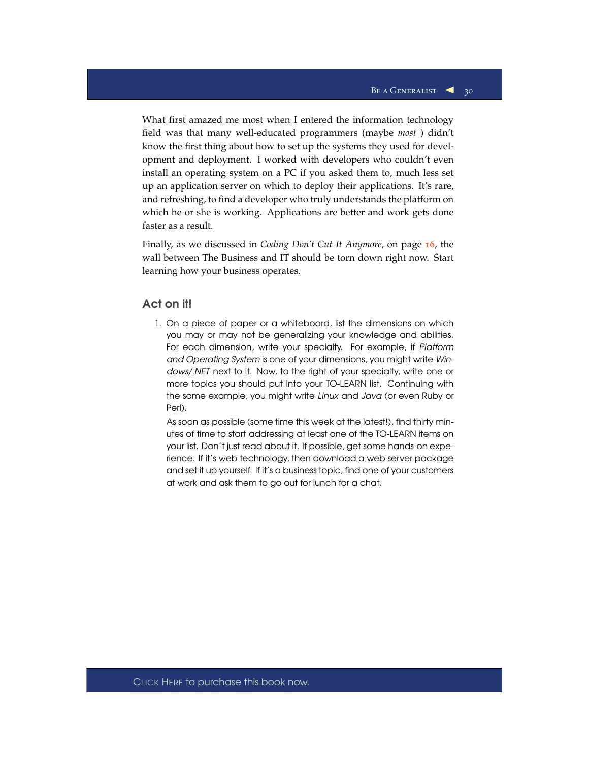What first amazed me most when I entered the information technology field was that many well-educated programmers (maybe *most* ) didn't know the first thing about how to set up the systems they used for development and deployment. I worked with developers who couldn't even install an operating system on a PC if you asked them to, much less set up an application server on which to deploy their applications. It's rare, and refreshing, to find a developer who truly understands the platform on which he or she is working. Applications are better and work gets done faster as a result.

Finally, as we discussed in *Coding Don't Cut It Anymore*, on page 16, the wall between The Business and IT should be torn down right now. Start learning how your business operates.

## Act on it!

1. On a piece of paper or a whiteboard, list the dimensions on which you may or may not be generalizing your knowledge and abilities. For each dimension, write your specialty. For example, if *Platform and Operating System* is one of your dimensions, you might write *Windows/.NET* next to it. Now, to the right of your specialty, write one or more topics you should put into your TO-LEARN list. Continuing with the same example, you might write *Linux* and *Java* (or even Ruby or Perl).

   As soon as possible (some time this week at the latest!), find thirty minutes of time to start addressing at least one of the TO-LEARN items on your list. Don't just read about it. If possible, get some hands-on experience. If it's web technology, then download a web server package and set it up yourself. If it's a business topic, find one of your customers at work and ask them to go out for lunch for a chat.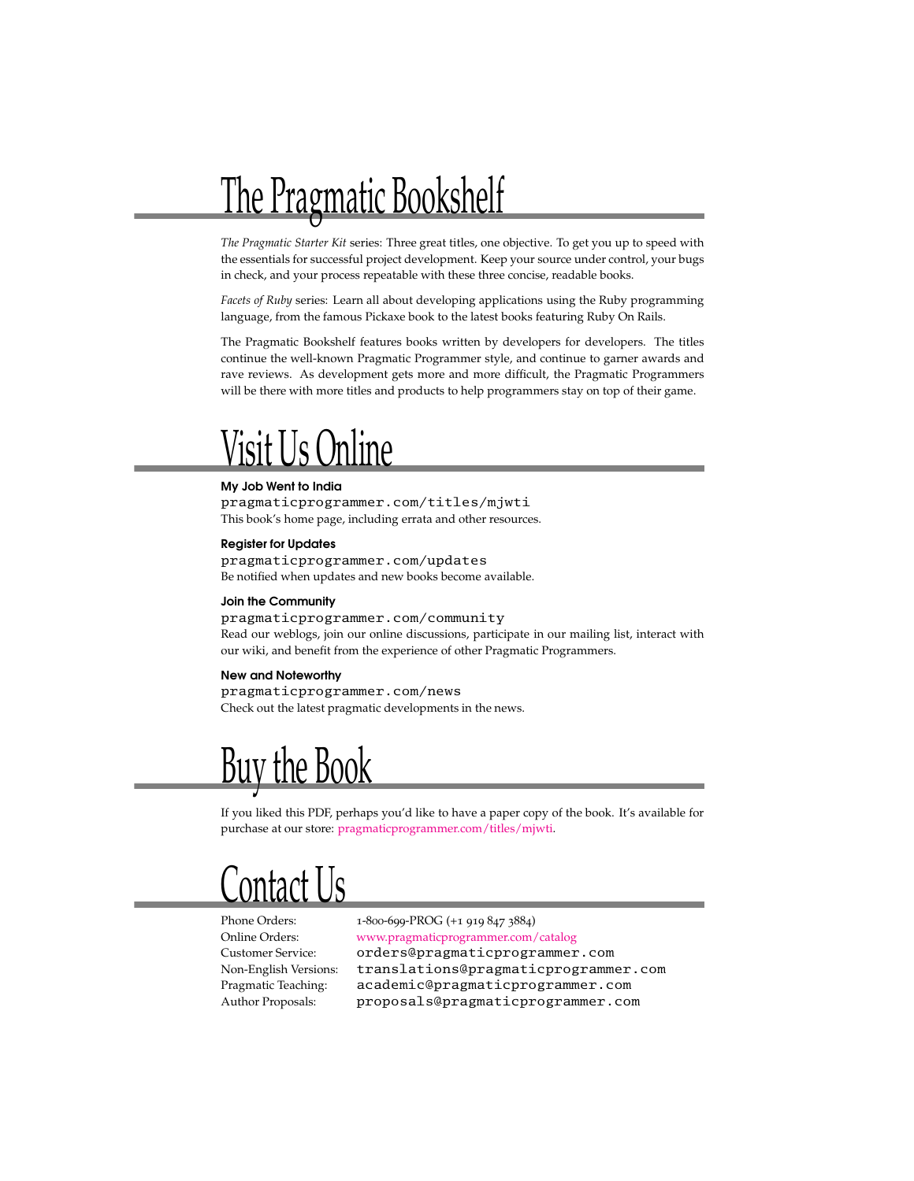# The Pragmatic Bookshelf

*The Pragmatic Starter Kit* series: Three great titles, one objective. To get you up to speed with the essentials for successful project development. Keep your source under control, your bugs in check, and your process repeatable with these three concise, readable books.

*Facets of Ruby* series: Learn all about developing applications using the Ruby programming language, from the famous Pickaxe book to the latest books featuring Ruby On Rails.

The Pragmatic Bookshelf features books written by developers for developers. The titles continue the well-known Pragmatic Programmer style, and continue to garner awards and rave reviews. As development gets more and more difficult, the Pragmatic Programmers will be there with more titles and products to help programmers stay on top of their game.

# Visit Us Online

**My Job Went to India**
`pragmaticprogrammer.com/titles/mjwti`
This book's home page, including errata and other resources.

**Register for Updates**
`pragmaticprogrammer.com/updates`
Be notified when updates and new books become available.

**Join the Community**
`pragmaticprogrammer.com/community`
Read our weblogs, join our online discussions, participate in our mailing list, interact with our wiki, and benefit from the experience of other Pragmatic Programmers.

**New and Noteworthy**
`pragmaticprogrammer.com/news`
Check out the latest pragmatic developments in the news.

# Buy the Book

If you liked this PDF, perhaps you'd like to have a paper copy of the book. It's available for purchase at our store: pragmaticprogrammer.com/titles/mjwti.

# Contact Us

| | |
|---|---|
| Phone Orders: | 1-800-699-PROG (+1 919 847 3884) |
| Online Orders: | www.pragmaticprogrammer.com/catalog |
| Customer Service: | `orders@pragmaticprogrammer.com` |
| Non-English Versions: | `translations@pragmaticprogrammer.com` |
| Pragmatic Teaching: | `academic@pragmaticprogrammer.com` |
| Author Proposals: | `proposals@pragmaticprogrammer.com` |